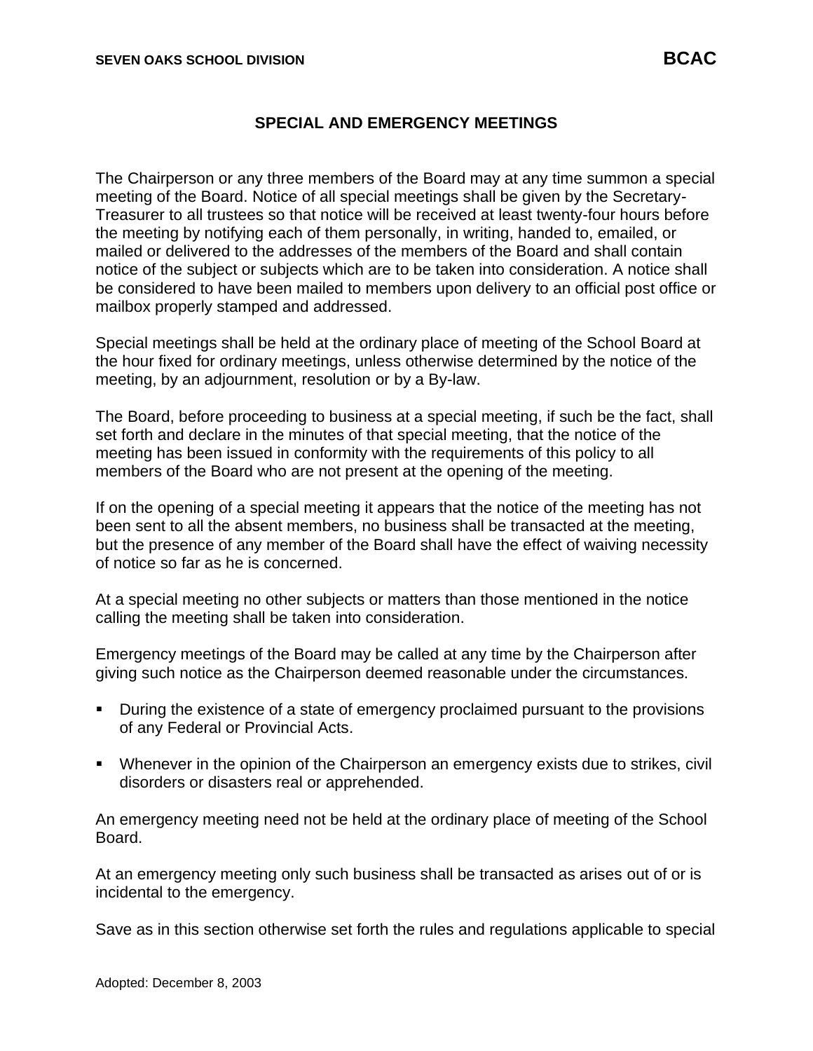# SPECIAL AND EMERGENCY MEETINGS

The Chairperson or any three members of the Board may at any time summon a special meeting of the Board. Notice of all special meetings shall be given by the Secretary-Treasurer to all trustees so that notice will be received at least twenty-four hours before the meeting by notifying each of them personally, in writing, handed to, emailed, or mailed or delivered to the addresses of the members of the Board and shall contain notice of the subject or subjects which are to be taken into consideration. A notice shall be considered to have been mailed to members upon delivery to an official post office or mailbox properly stamped and addressed.

Special meetings shall be held at the ordinary place of meeting of the School Board at the hour fixed for ordinary meetings, unless otherwise determined by the notice of the meeting, by an adjournment, resolution or by a By-law.

The Board, before proceeding to business at a special meeting, if such be the fact, shall set forth and declare in the minutes of that special meeting, that the notice of the meeting has been issued in conformity with the requirements of this policy to all members of the Board who are not present at the opening of the meeting.

If on the opening of a special meeting it appears that the notice of the meeting has not been sent to all the absent members, no business shall be transacted at the meeting, but the presence of any member of the Board shall have the effect of waiving necessity of notice so far as he is concerned.

At a special meeting no other subjects or matters than those mentioned in the notice calling the meeting shall be taken into consideration.

Emergency meetings of the Board may be called at any time by the Chairperson after giving such notice as the Chairperson deemed reasonable under the circumstances.

- During the existence of a state of emergency proclaimed pursuant to the provisions of any Federal or Provincial Acts.
- Whenever in the opinion of the Chairperson an emergency exists due to strikes, civil disorders or disasters real or apprehended.

An emergency meeting need not be held at the ordinary place of meeting of the School Board.

At an emergency meeting only such business shall be transacted as arises out of or is incidental to the emergency.

Save as in this section otherwise set forth the rules and regulations applicable to special

Adopted: December 8, 2003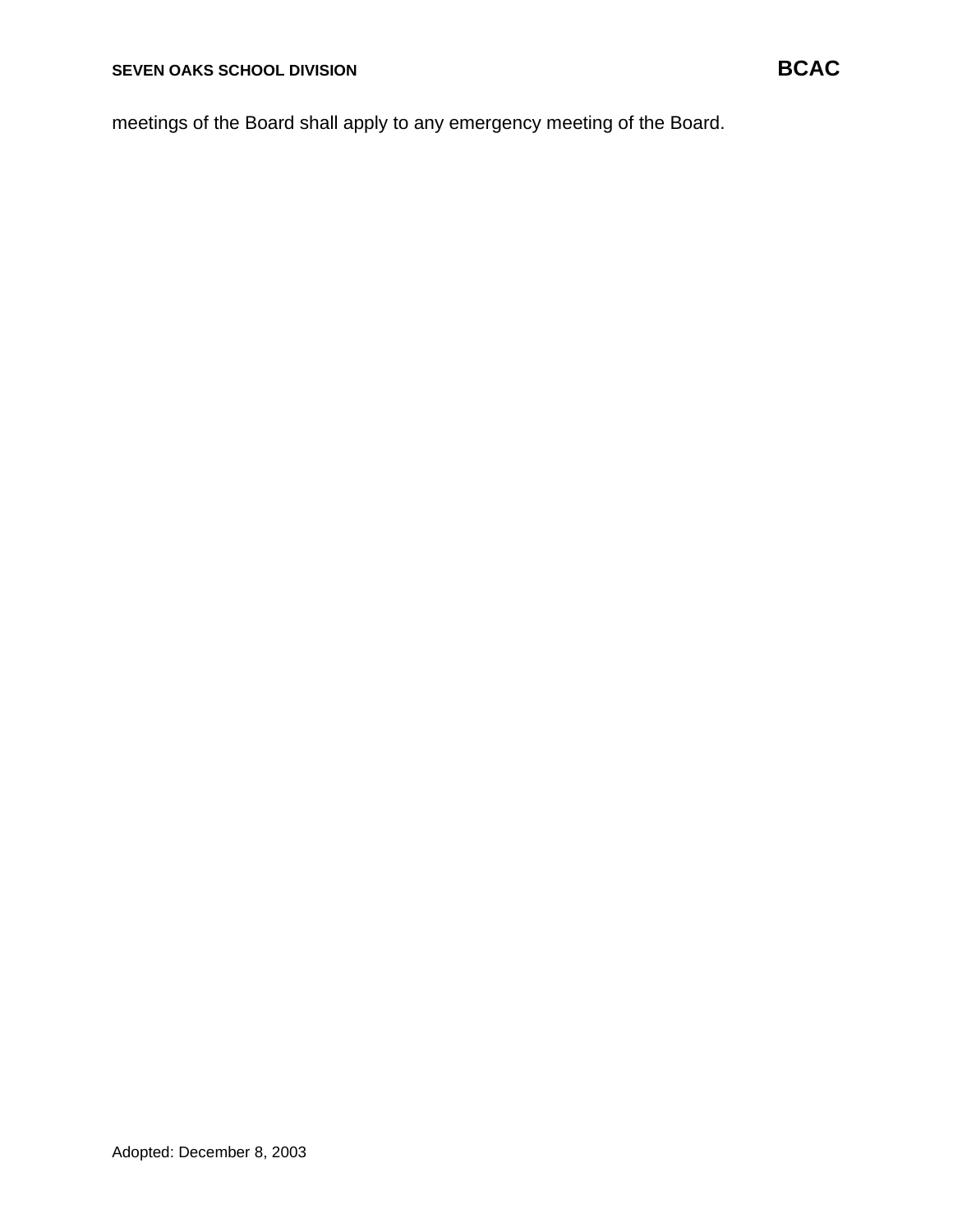meetings of the Board shall apply to any emergency meeting of the Board.

Adopted: December 8, 2003